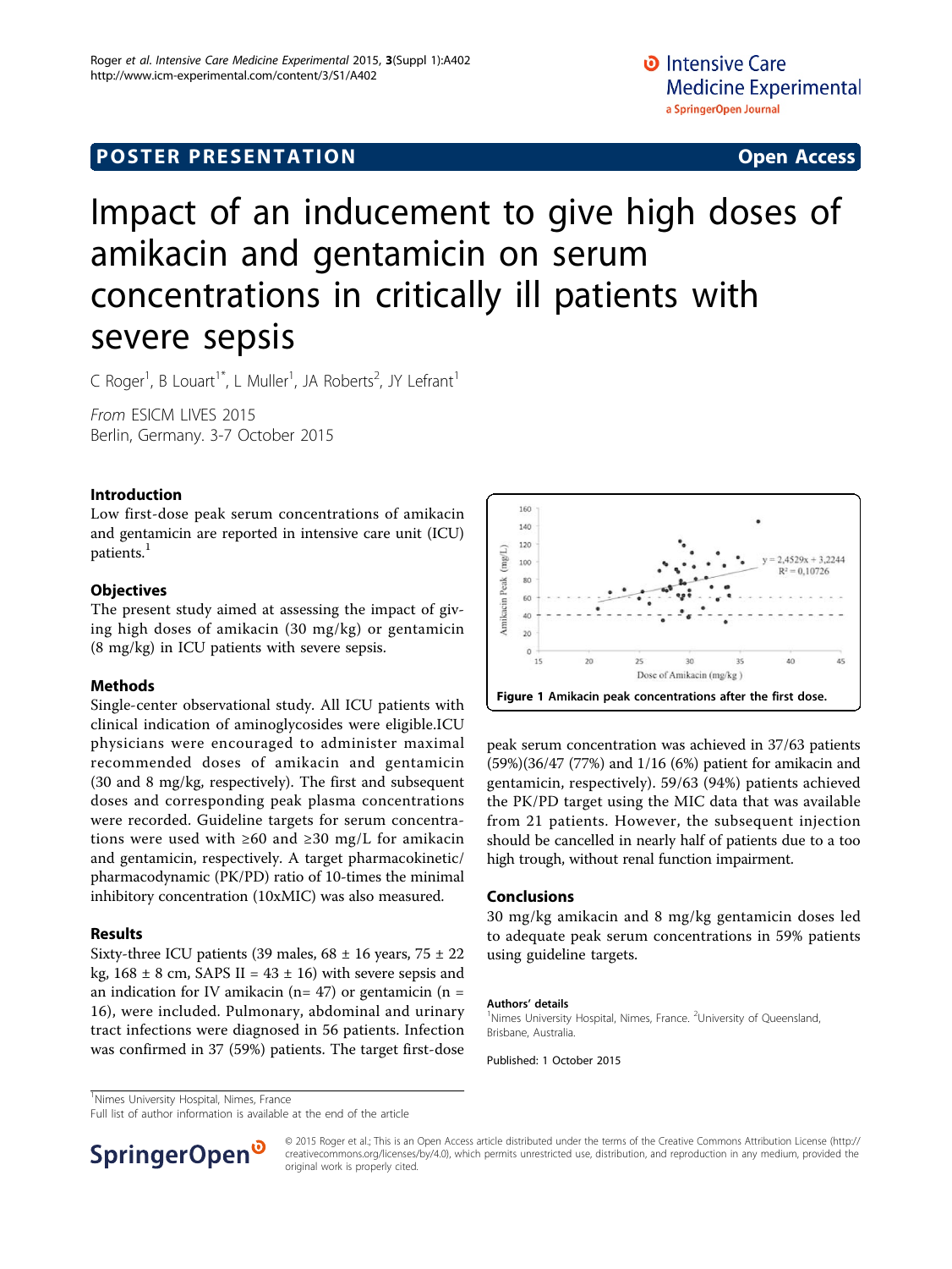POSTER PRESENTATION

Open Access

# Impact of an inducement to give high doses of amikacin and gentamicin on serum concentrations in critically ill patients with severe sepsis

C Roger[1], B Louart[1*], L Muller[1], JA Roberts[2], JY Lefrant[1]

*From* ESICM LIVES 2015
Berlin, Germany. 3-7 October 2015

## Introduction

Low first-dose peak serum concentrations of amikacin and gentamicin are reported in intensive care unit (ICU) patients.[1]

## Objectives

The present study aimed at assessing the impact of giving high doses of amikacin (30 mg/kg) or gentamicin (8 mg/kg) in ICU patients with severe sepsis.

## Methods

Single-center observational study. All ICU patients with clinical indication of aminoglycosides were eligible.ICU physicians were encouraged to administer maximal recommended doses of amikacin and gentamicin (30 and 8 mg/kg, respectively). The first and subsequent doses and corresponding peak plasma concentrations were recorded. Guideline targets for serum concentrations were used with ≥60 and ≥30 mg/L for amikacin and gentamicin, respectively. A target pharmacokinetic/pharmacodynamic (PK/PD) ratio of 10-times the minimal inhibitory concentration (10xMIC) was also measured.

## Results

Sixty-three ICU patients (39 males, 68 ± 16 years, 75 ± 22 kg, 168 ± 8 cm, SAPS II = 43 ± 16) with severe sepsis and an indication for IV amikacin (n= 47) or gentamicin (n = 16), were included. Pulmonary, abdominal and urinary tract infections were diagnosed in 56 patients. Infection was confirmed in 37 (59%) patients. The target first-dose peak serum concentration was achieved in 37/63 patients (59%)(36/47 (77%) and 1/16 (6%) patient for amikacin and gentamicin, respectively). 59/63 (94%) patients achieved the PK/PD target using the MIC data that was available from 21 patients. However, the subsequent injection should be cancelled in nearly half of patients due to a too high trough, without renal function impairment.

**Figure 1** Amikacin peak concentrations after the first dose.

## Conclusions

30 mg/kg amikacin and 8 mg/kg gentamicin doses led to adequate peak serum concentrations in 59% patients using guideline targets.

### Authors' details

[1]Nimes University Hospital, Nimes, France. [2]University of Queensland, Brisbane, Australia.

Published: 1 October 2015

[1]Nimes University Hospital, Nimes, France
Full list of author information is available at the end of the article

© 2015 Roger et al.; This is an Open Access article distributed under the terms of the Creative Commons Attribution License (http://creativecommons.org/licenses/by/4.0), which permits unrestricted use, distribution, and reproduction in any medium, provided the original work is properly cited.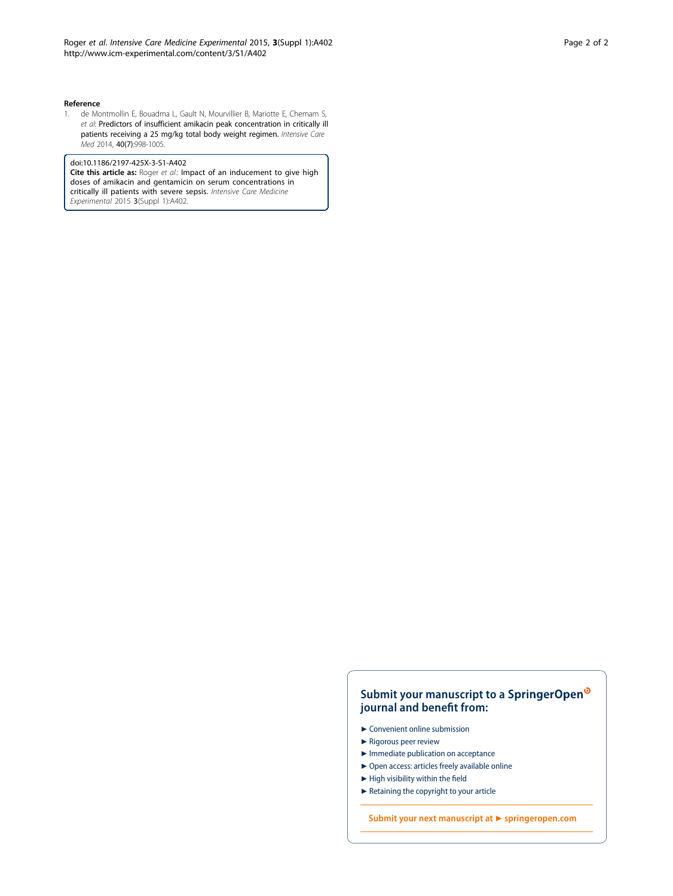### Reference

1. de Montmollin E, Bouadma L, Gault N, Mourvillier B, Mariotte E, Chemam S, *et al*: **Predictors of insufficient amikacin peak concentration in critically ill patients receiving a 25 mg/kg total body weight regimen.** *Intensive Care Med* 2014, **40(7)**:998-1005.

doi:10.1186/2197-425X-3-S1-A402

**Cite this article as:** Roger *et al.*: **Impact of an inducement to give high doses of amikacin and gentamicin on serum concentrations in critically ill patients with severe sepsis.** *Intensive Care Medicine Experimental* 2015 **3**(Suppl 1):A402.

**Submit your manuscript to a SpringerOpen journal and benefit from:**

- ► Convenient online submission
- ► Rigorous peer review
- ► Immediate publication on acceptance
- ► Open access: articles freely available online
- ► High visibility within the field
- ► Retaining the copyright to your article

**Submit your next manuscript at ► springeropen.com**